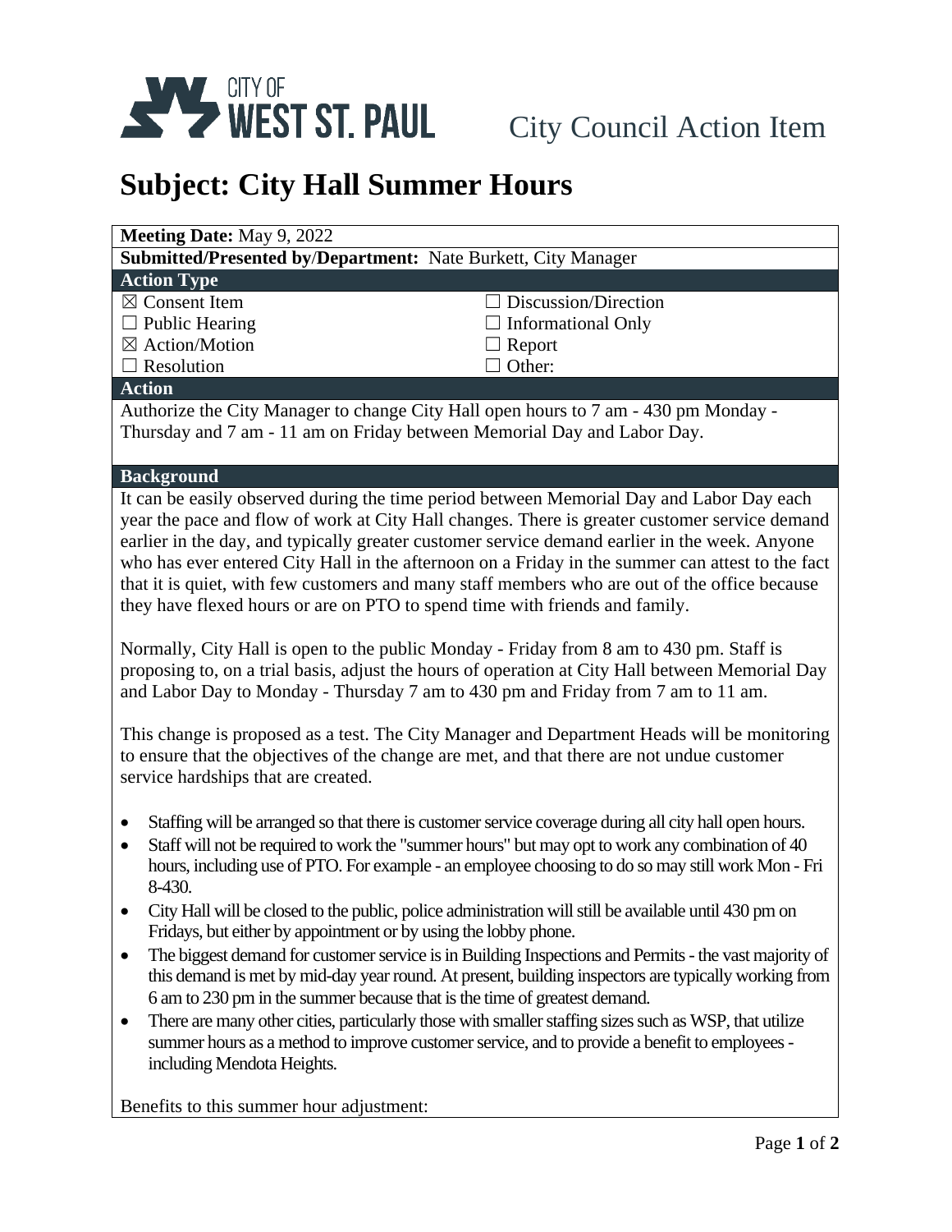CITY OF WEST ST. PAUL

City Council Action Item

# Subject: City Hall Summer Hours

**Meeting Date:** May 9, 2022

**Submitted/Presented by/Department:** Nate Burkett, City Manager

**Action Type**

| | |
|---|---|
| ☒ Consent Item | ☐ Discussion/Direction |
| ☐ Public Hearing | ☐ Informational Only |
| ☒ Action/Motion | ☐ Report |
| ☐ Resolution | ☐ Other: |

**Action**

Authorize the City Manager to change City Hall open hours to 7 am - 430 pm Monday - Thursday and 7 am - 11 am on Friday between Memorial Day and Labor Day.

**Background**

It can be easily observed during the time period between Memorial Day and Labor Day each year the pace and flow of work at City Hall changes. There is greater customer service demand earlier in the day, and typically greater customer service demand earlier in the week. Anyone who has ever entered City Hall in the afternoon on a Friday in the summer can attest to the fact that it is quiet, with few customers and many staff members who are out of the office because they have flexed hours or are on PTO to spend time with friends and family.

Normally, City Hall is open to the public Monday - Friday from 8 am to 430 pm. Staff is proposing to, on a trial basis, adjust the hours of operation at City Hall between Memorial Day and Labor Day to Monday - Thursday 7 am to 430 pm and Friday from 7 am to 11 am.

This change is proposed as a test. The City Manager and Department Heads will be monitoring to ensure that the objectives of the change are met, and that there are not undue customer service hardships that are created.

- Staffing will be arranged so that there is customer service coverage during all city hall open hours.
- Staff will not be required to work the "summer hours" but may opt to work any combination of 40 hours, including use of PTO. For example - an employee choosing to do so may still work Mon - Fri 8-430.
- City Hall will be closed to the public, police administration will still be available until 430 pm on Fridays, but either by appointment or by using the lobby phone.
- The biggest demand for customer service is in Building Inspections and Permits - the vast majority of this demand is met by mid-day year round. At present, building inspectors are typically working from 6 am to 230 pm in the summer because that is the time of greatest demand.
- There are many other cities, particularly those with smaller staffing sizes such as WSP, that utilize summer hours as a method to improve customer service, and to provide a benefit to employees - including Mendota Heights.

Benefits to this summer hour adjustment: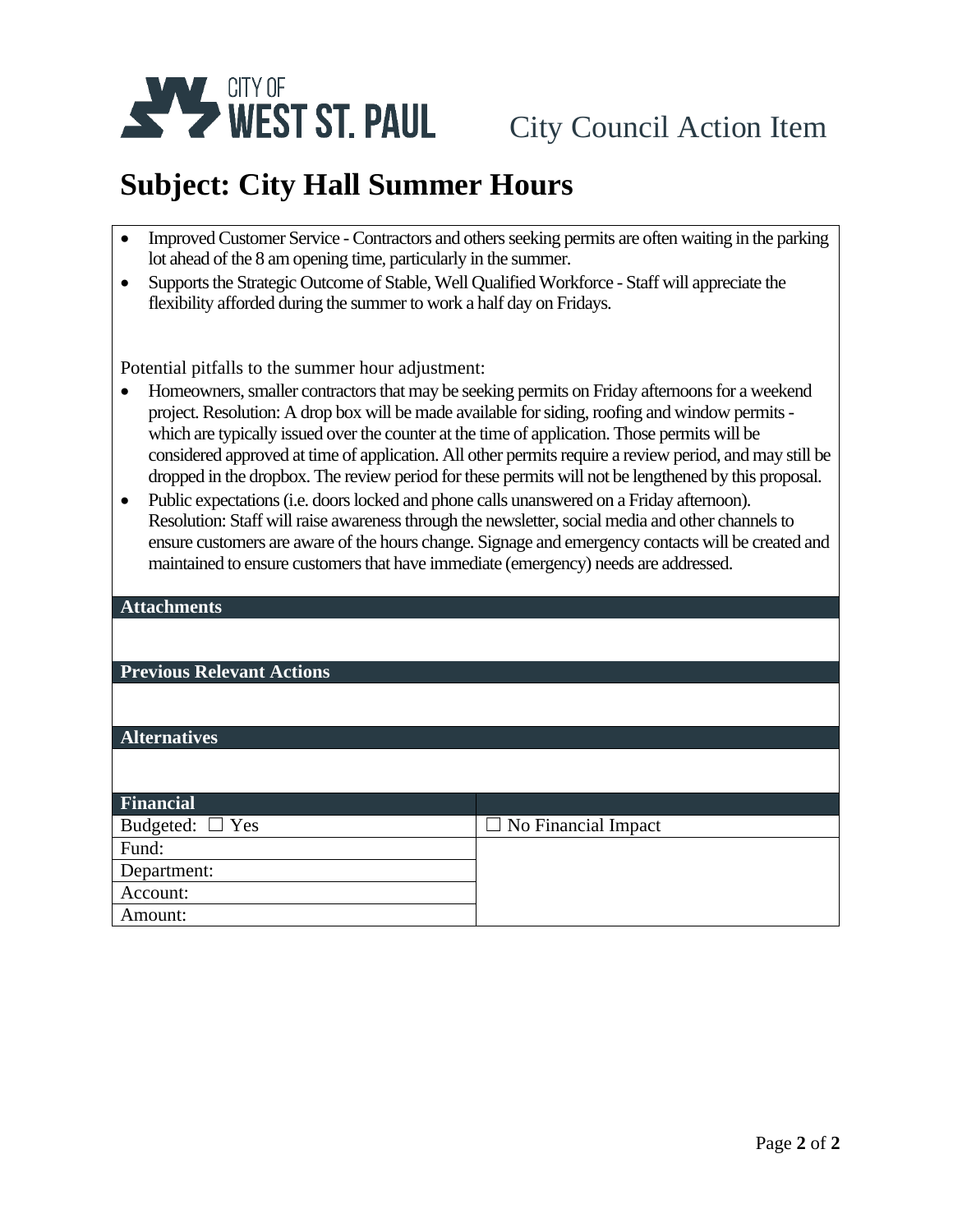# Subject: City Hall Summer Hours

- Improved Customer Service - Contractors and others seeking permits are often waiting in the parking lot ahead of the 8 am opening time, particularly in the summer.
- Supports the Strategic Outcome of Stable, Well Qualified Workforce - Staff will appreciate the flexibility afforded during the summer to work a half day on Fridays.

Potential pitfalls to the summer hour adjustment:

- Homeowners, smaller contractors that may be seeking permits on Friday afternoons for a weekend project. Resolution: A drop box will be made available for siding, roofing and window permits - which are typically issued over the counter at the time of application. Those permits will be considered approved at time of application. All other permits require a review period, and may still be dropped in the dropbox. The review period for these permits will not be lengthened by this proposal.
- Public expectations (i.e. doors locked and phone calls unanswered on a Friday afternoon). Resolution: Staff will raise awareness through the newsletter, social media and other channels to ensure customers are aware of the hours change. Signage and emergency contacts will be created and maintained to ensure customers that have immediate (emergency) needs are addressed.

**Attachments**

**Previous Relevant Actions**

**Alternatives**

| **Financial** | |
|---|---|
| Budgeted: ☐ Yes | ☐ No Financial Impact |
| Fund: | |
| Department: | |
| Account: | |
| Amount: | |